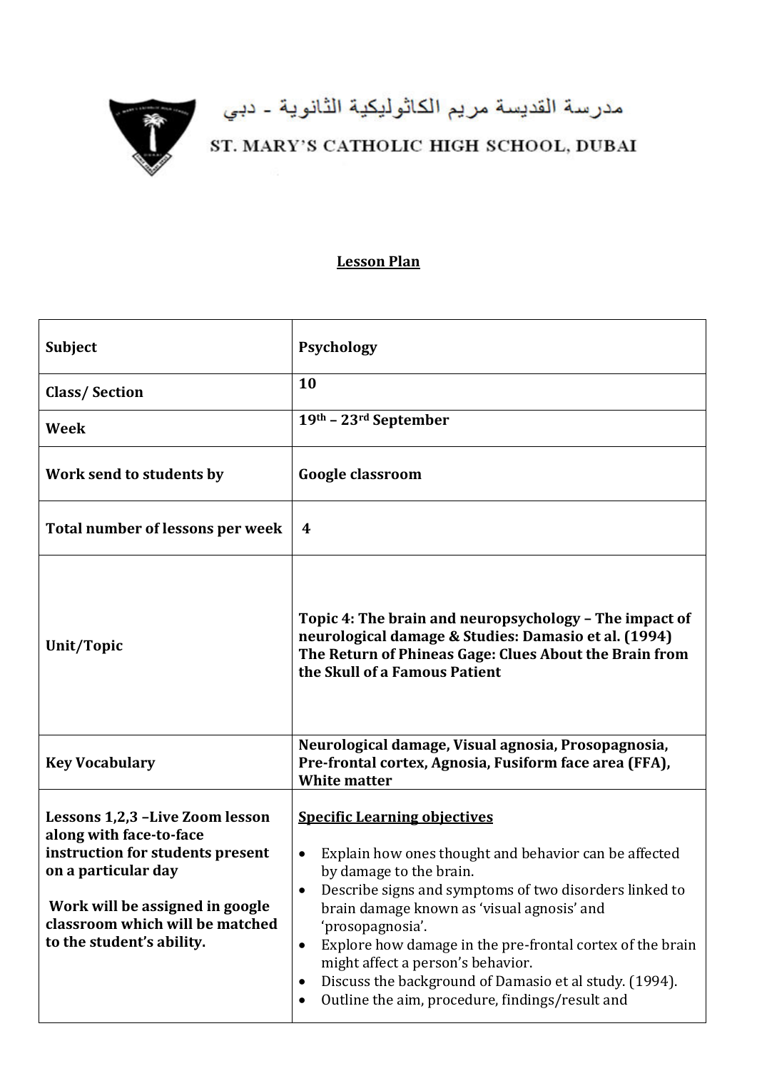مدرسة القديسة مريم الكاثوليكية الثانوية - دبي

ST. MARY'S CATHOLIC HIGH SCHOOL, DUBAI

**Lesson Plan**

| | |
|---|---|
| **Subject** | **Psychology** |
| **Class/ Section** | **10** |
| **Week** | **19th – 23rd September** |
| **Work send to students by** | **Google classroom** |
| **Total number of lessons per week** | **4** |
| **Unit/Topic** | **Topic 4: The brain and neuropsychology – The impact of neurological damage & Studies: Damasio et al. (1994) The Return of Phineas Gage: Clues About the Brain from the Skull of a Famous Patient** |
| **Key Vocabulary** | **Neurological damage, Visual agnosia, Prosopagnosia, Pre-frontal cortex, Agnosia, Fusiform face area (FFA), White matter** |
| **Lessons 1,2,3 –Live Zoom lesson along with face-to-face instruction for students present on a particular day**<br><br>**Work will be assigned in google classroom which will be matched to the student's ability.** | **Specific Learning objectives**<br><br>• Explain how ones thought and behavior can be affected by damage to the brain.<br>• Describe signs and symptoms of two disorders linked to brain damage known as 'visual agnosia' and 'prosopagnosia'.<br>• Explore how damage in the pre-frontal cortex of the brain might affect a person's behavior.<br>• Discuss the background of Damasio et al study. (1994).<br>• Outline the aim, procedure, findings/result and |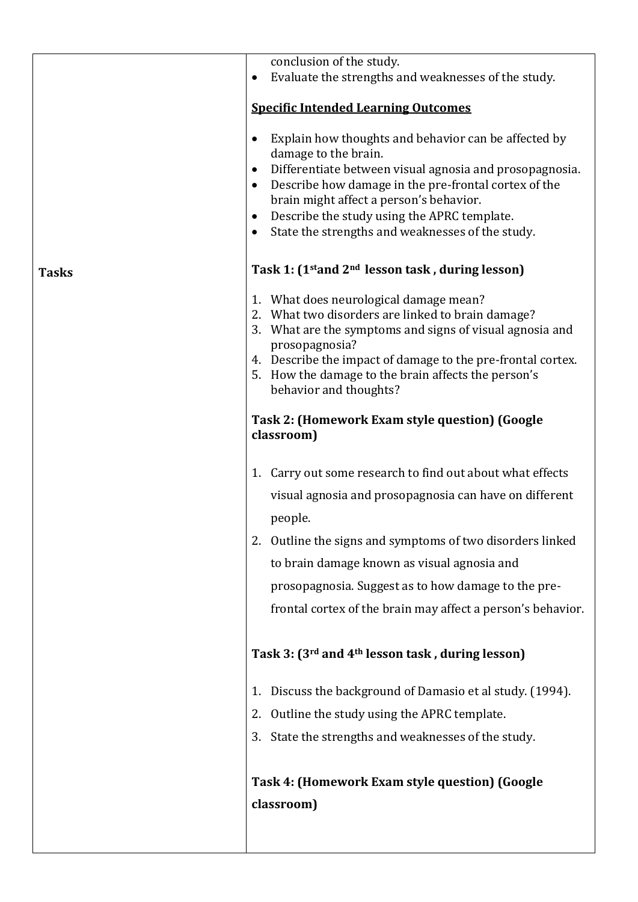| | |
|---|---|
| | conclusion of the study.<br>• Evaluate the strengths and weaknesses of the study.<br><br>**Specific Intended Learning Outcomes**<br><br>• Explain how thoughts and behavior can be affected by damage to the brain.<br>• Differentiate between visual agnosia and prosopagnosia.<br>• Describe how damage in the pre-frontal cortex of the brain might affect a person's behavior.<br>• Describe the study using the APRC template.<br>• State the strengths and weaknesses of the study. |
| **Tasks** | **Task 1: (1st and 2nd lesson task , during lesson)**<br><br>1. What does neurological damage mean?<br>2. What two disorders are linked to brain damage?<br>3. What are the symptoms and signs of visual agnosia and prosopagnosia?<br>4. Describe the impact of damage to the pre-frontal cortex.<br>5. How the damage to the brain affects the person's behavior and thoughts?<br><br>**Task 2: (Homework Exam style question) (Google classroom)**<br><br>1. Carry out some research to find out about what effects visual agnosia and prosopagnosia can have on different people.<br>2. Outline the signs and symptoms of two disorders linked to brain damage known as visual agnosia and prosopagnosia. Suggest as to how damage to the pre-frontal cortex of the brain may affect a person's behavior.<br><br>**Task 3: (3rd and 4th lesson task , during lesson)**<br><br>1. Discuss the background of Damasio et al study. (1994).<br>2. Outline the study using the APRC template.<br>3. State the strengths and weaknesses of the study.<br><br>**Task 4: (Homework Exam style question) (Google classroom)** |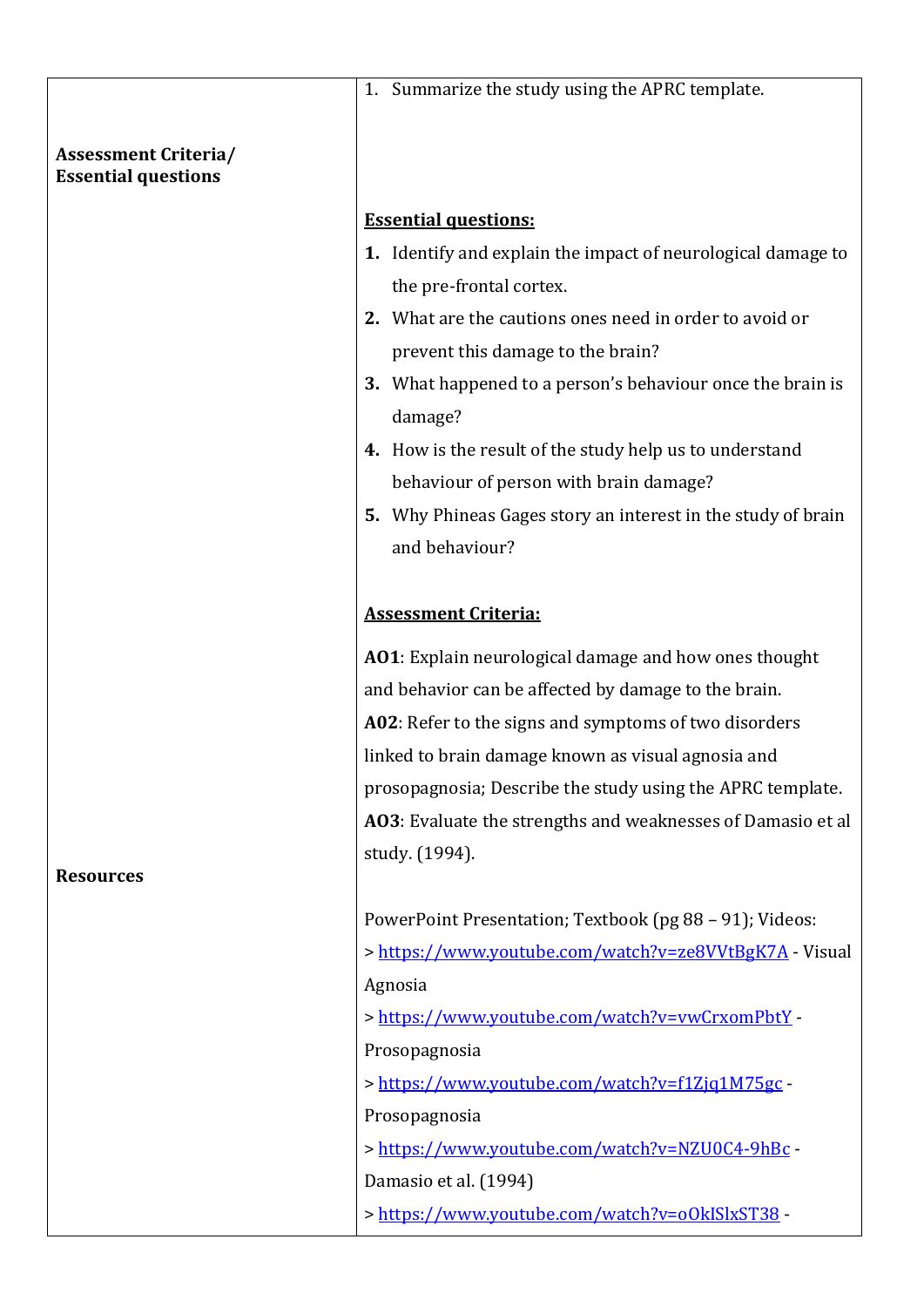| | |
|---|---|
| **Assessment Criteria/ Essential questions** | 1. Summarize the study using the APRC template.<br><br>**<u>Essential questions:</u>**<br>**1.** Identify and explain the impact of neurological damage to the pre-frontal cortex.<br>**2.** What are the cautions ones need in order to avoid or prevent this damage to the brain?<br>**3.** What happened to a person's behaviour once the brain is damage?<br>**4.** How is the result of the study help us to understand behaviour of person with brain damage?<br>**5.** Why Phineas Gages story an interest in the study of brain and behaviour?<br><br>**<u>Assessment Criteria:</u>**<br>**AO1**: Explain neurological damage and how ones thought and behavior can be affected by damage to the brain.<br>**A02**: Refer to the signs and symptoms of two disorders linked to brain damage known as visual agnosia and prosopagnosia; Describe the study using the APRC template.<br>**AO3**: Evaluate the strengths and weaknesses of Damasio et al study. (1994). |
| **Resources** | PowerPoint Presentation; Textbook (pg 88 – 91); Videos:<br>> https://www.youtube.com/watch?v=ze8VVtBgK7A - Visual Agnosia<br>> https://www.youtube.com/watch?v=vwCrxomPbtY - Prosopagnosia<br>> https://www.youtube.com/watch?v=f1Zjq1M75gc - Prosopagnosia<br>> https://www.youtube.com/watch?v=NZU0C4-9hBc - Damasio et al. (1994)<br>> https://www.youtube.com/watch?v=oOkISlxST38 - |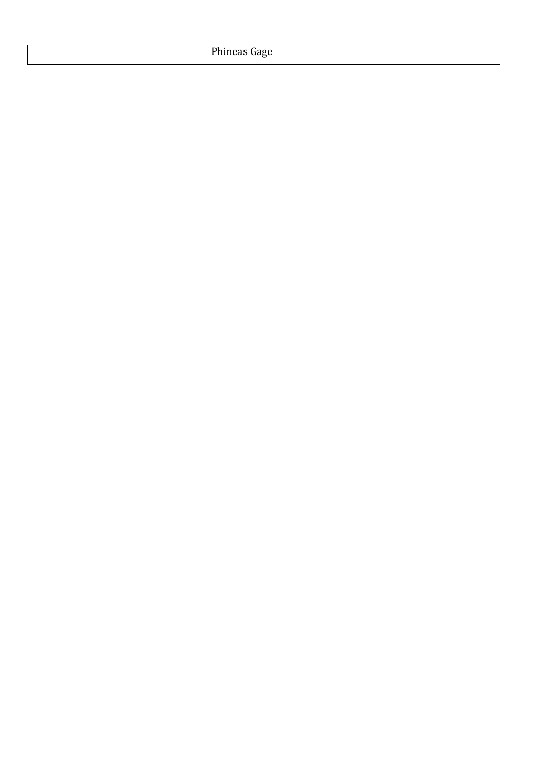| | |
|---|---|
| | Phineas Gage |